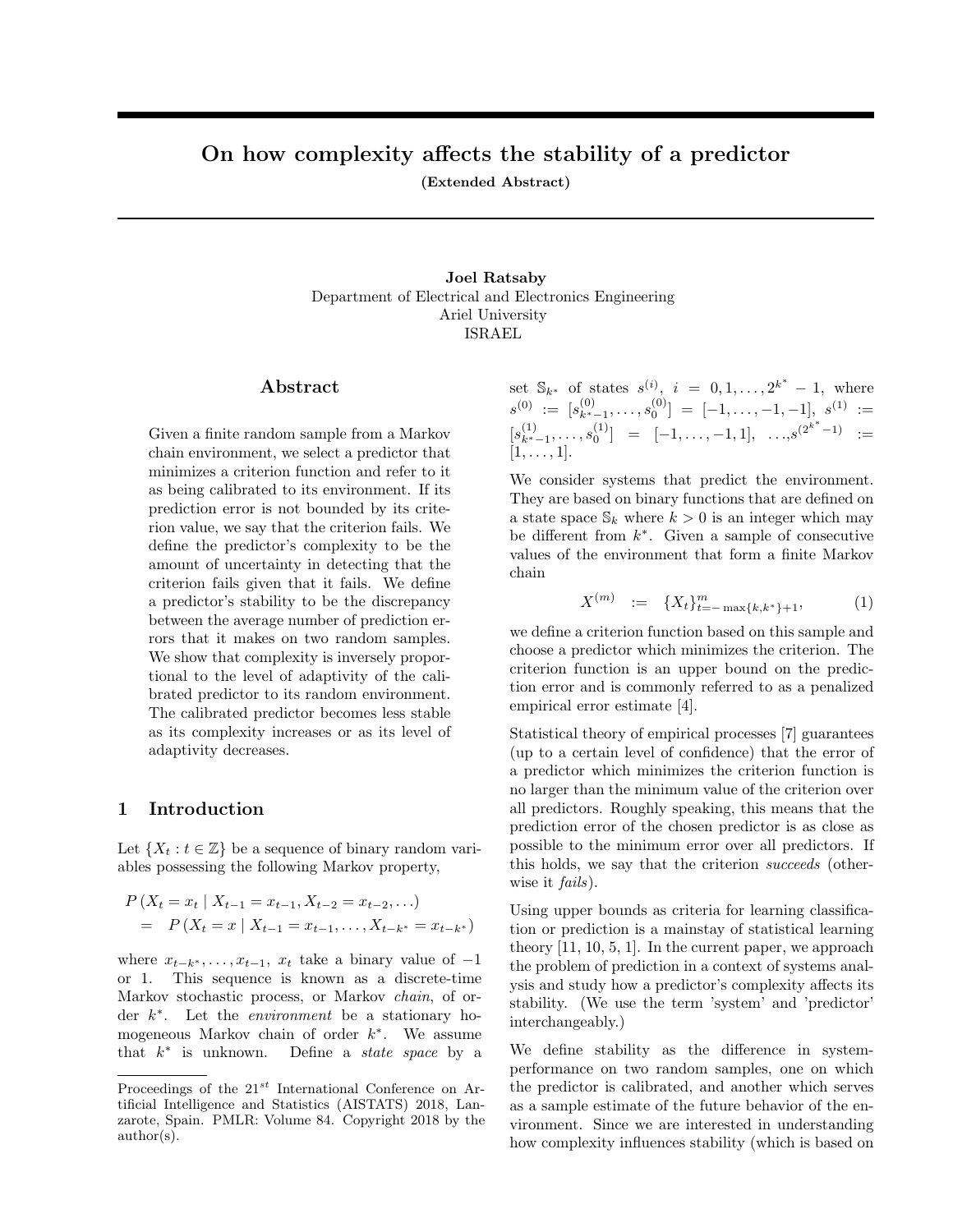# On how complexity affects the stability of a predictor

**(Extended Abstract)**

**Joel Ratsaby**
Department of Electrical and Electronics Engineering
Ariel University
ISRAEL

## Abstract

Given a finite random sample from a Markov chain environment, we select a predictor that minimizes a criterion function and refer to it as being calibrated to its environment. If its prediction error is not bounded by its criterion value, we say that the criterion fails. We define the predictor's complexity to be the amount of uncertainty in detecting that the criterion fails given that it fails. We define a predictor's stability to be the discrepancy between the average number of prediction errors that it makes on two random samples. We show that complexity is inversely proportional to the level of adaptivity of the calibrated predictor to its random environment. The calibrated predictor becomes less stable as its complexity increases or as its level of adaptivity decreases.

## 1 Introduction

Let $\{X_t : t \in \mathbb{Z}\}$ be a sequence of binary random variables possessing the following Markov property,

$$
\begin{aligned}
&P\left(X_t = x_t \mid X_{t-1} = x_{t-1}, X_{t-2} = x_{t-2}, \ldots\right) \\
&\quad = \quad P\left(X_t = x \mid X_{t-1} = x_{t-1}, \ldots, X_{t-k^*} = x_{t-k^*}\right)
\end{aligned}
$$

where $x_{t-k^*}, \ldots, x_{t-1}, x_t$ take a binary value of $-1$ or $1$. This sequence is known as a discrete-time Markov stochastic process, or Markov *chain*, of order $k^*$. Let the *environment* be a stationary homogeneous Markov chain of order $k^*$. We assume that $k^*$ is unknown. Define a *state space* by a set $\mathbb{S}_{k^*}$ of states $s^{(i)}$, $i = 0, 1, \ldots, 2^{k^*} - 1$, where $s^{(0)} := [s^{(0)}_{k^*-1}, \ldots, s^{(0)}_0] = [-1, \ldots, -1, -1]$, $s^{(1)} := [s^{(1)}_{k^*-1}, \ldots, s^{(1)}_0] = [-1, \ldots, -1, 1]$, $\ldots$, $s^{(2^{k^*}-1)} := [1, \ldots, 1]$.

We consider systems that predict the environment. They are based on binary functions that are defined on a state space $\mathbb{S}_k$ where $k > 0$ is an integer which may be different from $k^*$. Given a sample of consecutive values of the environment that form a finite Markov chain

$$
X^{(m)} \quad := \quad \{X_t\}_{t=-\max\{k,k^*\}+1}^{m}, \tag{1}
$$

we define a criterion function based on this sample and choose a predictor which minimizes the criterion. The criterion function is an upper bound on the prediction error and is commonly referred to as a penalized empirical error estimate [4].

Statistical theory of empirical processes [7] guarantees (up to a certain level of confidence) that the error of a predictor which minimizes the criterion function is no larger than the minimum value of the criterion over all predictors. Roughly speaking, this means that the prediction error of the chosen predictor is as close as possible to the minimum error over all predictors. If this holds, we say that the criterion *succeeds* (otherwise it *fails*).

Using upper bounds as criteria for learning classification or prediction is a mainstay of statistical learning theory [11, 10, 5, 1]. In the current paper, we approach the problem of prediction in a context of systems analysis and study how a predictor's complexity affects its stability. (We use the term 'system' and 'predictor' interchangeably.)

We define stability as the difference in system-performance on two random samples, one on which the predictor is calibrated, and another which serves as a sample estimate of the future behavior of the environment. Since we are interested in understanding how complexity influences stability (which is based on

Proceedings of the $21^{st}$ International Conference on Artificial Intelligence and Statistics (AISTATS) 2018, Lanzarote, Spain. PMLR: Volume 84. Copyright 2018 by the author(s).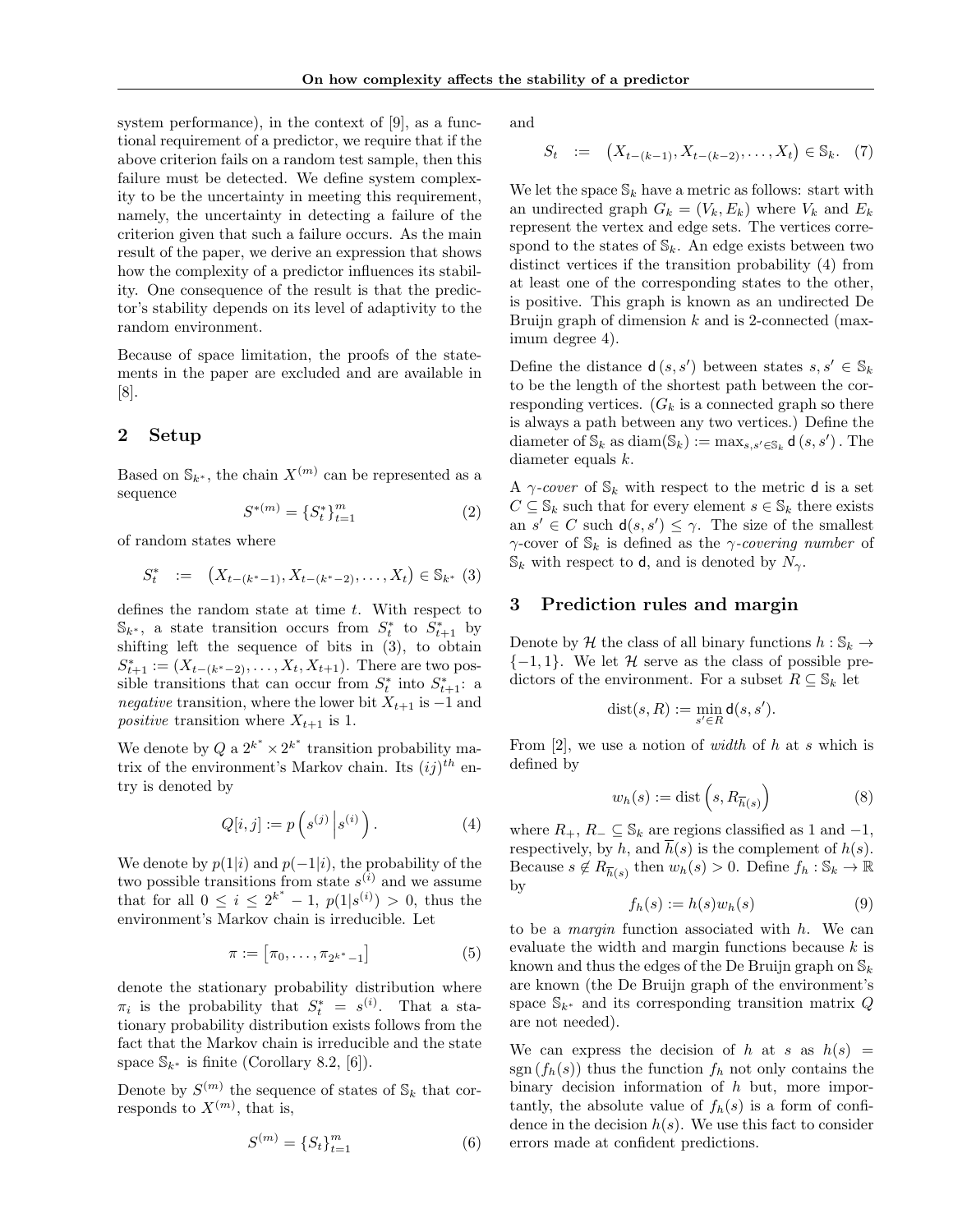system performance), in the context of [9], as a functional requirement of a predictor, we require that if the above criterion fails on a random test sample, then this failure must be detected. We define system complexity to be the uncertainty in meeting this requirement, namely, the uncertainty in detecting a failure of the criterion given that such a failure occurs. As the main result of the paper, we derive an expression that shows how the complexity of a predictor influences its stability. One consequence of the result is that the predictor's stability depends on its level of adaptivity to the random environment.

Because of space limitation, the proofs of the statements in the paper are excluded and are available in [8].

## 2 Setup

Based on $\mathbb{S}_{k^*}$, the chain $X^{(m)}$ can be represented as a sequence

$$S^{*(m)} = \{S_t^*\}_{t=1}^m \tag{2}$$

of random states where

$$S_t^* \;:=\; \left(X_{t-(k^*-1)}, X_{t-(k^*-2)}, \ldots, X_t\right) \in \mathbb{S}_{k^*} \tag{3}$$

defines the random state at time $t$. With respect to $\mathbb{S}_{k^*}$, a state transition occurs from $S_t^*$ to $S_{t+1}^*$ by shifting left the sequence of bits in (3), to obtain $S_{t+1}^* := (X_{t-(k^*-2)}, \ldots, X_t, X_{t+1})$. There are two possible transitions that can occur from $S_t^*$ into $S_{t+1}^*$: a *negative* transition, where the lower bit $X_{t+1}$ is $-1$ and *positive* transition where $X_{t+1}$ is 1.

We denote by $Q$ a $2^{k^*} \times 2^{k^*}$ transition probability matrix of the environment's Markov chain. Its $(ij)^{th}$ entry is denoted by

$$Q[i,j] := p\left(s^{(j)} \,\middle|\, s^{(i)}\right). \tag{4}$$

We denote by $p(1|i)$ and $p(-1|i)$, the probability of the two possible transitions from state $s^{(i)}$ and we assume that for all $0 \le i \le 2^{k^*}-1$, $p(1|s^{(i)}) > 0$, thus the environment's Markov chain is irreducible. Let

$$\pi := \left[\pi_0, \ldots, \pi_{2^{k^*}-1}\right] \tag{5}$$

denote the stationary probability distribution where $\pi_i$ is the probability that $S_t^* = s^{(i)}$. That a stationary probability distribution exists follows from the fact that the Markov chain is irreducible and the state space $\mathbb{S}_{k^*}$ is finite (Corollary 8.2, [6]).

Denote by $S^{(m)}$ the sequence of states of $\mathbb{S}_k$ that corresponds to $X^{(m)}$, that is,

$$S^{(m)} = \{S_t\}_{t=1}^m \tag{6}$$

and

$$S_t \;:=\; \left(X_{t-(k-1)}, X_{t-(k-2)}, \ldots, X_t\right) \in \mathbb{S}_k. \tag{7}$$

We let the space $\mathbb{S}_k$ have a metric as follows: start with an undirected graph $G_k = (V_k, E_k)$ where $V_k$ and $E_k$ represent the vertex and edge sets. The vertices correspond to the states of $\mathbb{S}_k$. An edge exists between two distinct vertices if the transition probability (4) from at least one of the corresponding states to the other, is positive. This graph is known as an undirected De Bruijn graph of dimension $k$ and is 2-connected (maximum degree 4).

Define the distance $\mathsf{d}(s, s')$ between states $s, s' \in \mathbb{S}_k$ to be the length of the shortest path between the corresponding vertices. ($G_k$ is a connected graph so there is always a path between any two vertices.) Define the diameter of $\mathbb{S}_k$ as $\mathrm{diam}(\mathbb{S}_k) := \max_{s,s' \in \mathbb{S}_k} \mathsf{d}(s, s')$. The diameter equals $k$.

A *$\gamma$-cover* of $\mathbb{S}_k$ with respect to the metric $\mathsf{d}$ is a set $C \subseteq \mathbb{S}_k$ such that for every element $s \in \mathbb{S}_k$ there exists an $s' \in C$ such $\mathsf{d}(s, s') \le \gamma$. The size of the smallest $\gamma$-cover of $\mathbb{S}_k$ is defined as the *$\gamma$-covering number* of $\mathbb{S}_k$ with respect to $\mathsf{d}$, and is denoted by $N_\gamma$.

## 3 Prediction rules and margin

Denote by $\mathcal{H}$ the class of all binary functions $h : \mathbb{S}_k \to \{-1, 1\}$. We let $\mathcal{H}$ serve as the class of possible predictors of the environment. For a subset $R \subseteq \mathbb{S}_k$ let

$$\mathrm{dist}(s, R) := \min_{s' \in R} \mathsf{d}(s, s').$$

From [2], we use a notion of *width* of $h$ at $s$ which is defined by

$$w_h(s) := \mathrm{dist}\left(s, R_{\overline{h}(s)}\right) \tag{8}$$

where $R_+$, $R_- \subseteq \mathbb{S}_k$ are regions classified as 1 and $-1$, respectively, by $h$, and $\overline{h}(s)$ is the complement of $h(s)$. Because $s \notin R_{\overline{h}(s)}$ then $w_h(s) > 0$. Define $f_h : \mathbb{S}_k \to \mathbb{R}$ by

$$f_h(s) := h(s) w_h(s) \tag{9}$$

to be a *margin* function associated with $h$. We can evaluate the width and margin functions because $k$ is known and thus the edges of the De Bruijn graph on $\mathbb{S}_k$ are known (the De Bruijn graph of the environment's space $\mathbb{S}_{k^*}$ and its corresponding transition matrix $Q$ are not needed).

We can express the decision of $h$ at $s$ as $h(s) = \mathrm{sgn}\left(f_h(s)\right)$ thus the function $f_h$ not only contains the binary decision information of $h$ but, more importantly, the absolute value of $f_h(s)$ is a form of confidence in the decision $h(s)$. We use this fact to consider errors made at confident predictions.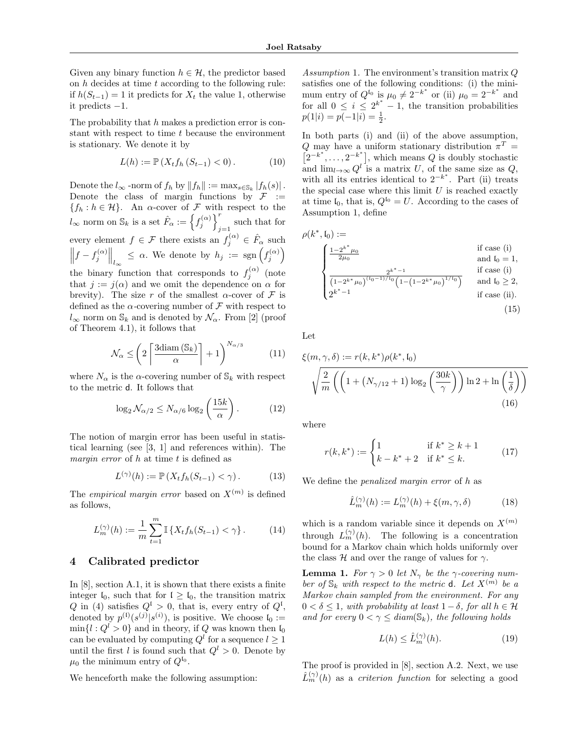Given any binary function $h \in \mathcal{H}$, the predictor based on $h$ decides at time $t$ according to the following rule: if $h(S_{t-1}) = 1$ it predicts for $X_t$ the value 1, otherwise it predicts $-1$.

The probability that $h$ makes a prediction error is constant with respect to time $t$ because the environment is stationary. We denote it by

$$L(h) := \mathbb{P}\left(X_t f_h\left(S_{t-1}\right) < 0\right). \tag{10}$$

Denote the $l_\infty$ -norm of $f_h$ by $\|f_h\| := \max_{s \in \mathbb{S}_k} |f_h(s)|$. Denote the class of margin functions by $\mathcal{F} := \{f_h : h \in \mathcal{H}\}$. An $\alpha$-cover of $\mathcal{F}$ with respect to the $l_\infty$ norm on $\mathbb{S}_k$ is a set $\hat{F}_\alpha := \left\{f_j^{(\alpha)}\right\}_{j=1}^{r}$ such that for every element $f \in \mathcal{F}$ there exists an $f_j^{(\alpha)} \in \hat{F}_\alpha$ such $\left\|f - f_j^{(\alpha)}\right\|_{l_\infty} \leq \alpha$. We denote by $h_j := \operatorname{sgn}\left(f_j^{(\alpha)}\right)$ the binary function that corresponds to $f_j^{(\alpha)}$ (note that $j := j(\alpha)$ and we omit the dependence on $\alpha$ for brevity). The size $r$ of the smallest $\alpha$-cover of $\mathcal{F}$ is defined as the $\alpha$-covering number of $\mathcal{F}$ with respect to $l_\infty$ norm on $\mathbb{S}_k$ and is denoted by $\mathcal{N}_\alpha$. From [2] (proof of Theorem 4.1), it follows that

$$\mathcal{N}_\alpha \leq \left(2\left\lceil\frac{3\mathrm{diam}\left(\mathbb{S}_k\right)}{\alpha}\right\rceil + 1\right)^{N_{\alpha/3}} \tag{11}$$

where $N_\alpha$ is the $\alpha$-covering number of $\mathbb{S}_k$ with respect to the metric $\mathsf{d}$. It follows that

$$\log_2 \mathcal{N}_{\alpha/2} \leq N_{\alpha/6}\log_2\left(\frac{15k}{\alpha}\right). \tag{12}$$

The notion of margin error has been useful in statistical learning (see [3, 1] and references within). The *margin error* of $h$ at time $t$ is defined as

$$L^{(\gamma)}(h) := \mathbb{P}\left(X_t f_h(S_{t-1}) < \gamma\right). \tag{13}$$

The *empirical margin error* based on $X^{(m)}$ is defined as follows,

$$L_m^{(\gamma)}(h) := \frac{1}{m}\sum_{t=1}^{m} \mathbb{I}\left\{X_t f_h(S_{t-1}) < \gamma\right\}. \tag{14}$$

## 4 Calibrated predictor

In [8], section A.1, it is shown that there exists a finite integer $\mathfrak{l}_0$, such that for $\mathfrak{l} \geq \mathfrak{l}_0$, the transition matrix $Q$ in (4) satisfies $Q^{\mathfrak{l}} > 0$, that is, every entry of $Q^{\mathfrak{l}}$, denoted by $p^{(\mathfrak{l})}(s^{(j)}|s^{(i)})$, is positive. We choose $\mathfrak{l}_0 := \min\{l : Q^l > 0\}$ and in theory, if $Q$ was known then $\mathfrak{l}_0$ can be evaluated by computing $Q^l$ for a sequence $l \geq 1$ until the first $l$ is found such that $Q^l > 0$. Denote by $\mu_0$ the minimum entry of $Q^{\mathfrak{l}_0}$.

We henceforth make the following assumption:

*Assumption* 1. The environment's transition matrix $Q$ satisfies one of the following conditions: (i) the minimum entry of $Q^{\mathfrak{l}_0}$ is $\mu_0 \neq 2^{-k^*}$ or (ii) $\mu_0 = 2^{-k^*}$ and for all $0 \leq i \leq 2^{k^*} - 1$, the transition probabilities $p(1|i) = p(-1|i) = \frac{1}{2}$.

In both parts (i) and (ii) of the above assumption, $Q$ may have a uniform stationary distribution $\pi^T = \left[2^{-k^*}, \ldots, 2^{-k^*}\right]$, which means $Q$ is doubly stochastic and $\lim_{l\to\infty} Q^l$ is a matrix $U$, of the same size as $Q$, with all its entries identical to $2^{-k^*}$. Part (ii) treats the special case where this limit $U$ is reached exactly at time $\mathfrak{l}_0$, that is, $Q^{\mathfrak{l}_0} = U$. According to the cases of Assumption 1, define

$$\rho(k^*, \mathfrak{l}_0) := \begin{cases} \frac{1 - 2^{k^*}\mu_0}{2\mu_0} & \text{if case (i) and } \mathfrak{l}_0 = 1, \\ \frac{2^{k^*-1}}{\left(1 - 2^{k^*}\mu_0\right)^{(\mathfrak{l}_0 - 1)/\mathfrak{l}_0}\left(1 - \left(1 - 2^{k^*}\mu_0\right)^{1/\mathfrak{l}_0}\right)} & \text{if case (i) and } \mathfrak{l}_0 \geq 2, \\ 2^{k^*-1} & \text{if case (ii).} \end{cases} \tag{15}$$

Let

$$\xi(m, \gamma, \delta) := r(k, k^*)\rho(k^*, \mathfrak{l}_0)\sqrt{\frac{2}{m}\left(\left(1 + \left(N_{\gamma/12} + 1\right)\log_2\left(\frac{30k}{\gamma}\right)\right)\ln 2 + \ln\left(\frac{1}{\delta}\right)\right)} \tag{16}$$

where

$$r(k, k^*) := \begin{cases} 1 & \text{if } k^* \geq k + 1 \\ k - k^* + 2 & \text{if } k^* \leq k. \end{cases} \tag{17}$$

We define the *penalized margin error* of $h$ as

$$\hat{L}_m^{(\gamma)}(h) := L_m^{(\gamma)}(h) + \xi(m, \gamma, \delta) \tag{18}$$

which is a random variable since it depends on $X^{(m)}$ through $L_m^{(\gamma)}(h)$. The following is a concentration bound for a Markov chain which holds uniformly over the class $\mathcal{H}$ and over the range of values for $\gamma$.

**Lemma 1.** *For $\gamma > 0$ let $N_\gamma$ be the $\gamma$-covering number of $\mathbb{S}_k$ with respect to the metric $\mathsf{d}$. Let $X^{(m)}$ be a Markov chain sampled from the environment. For any $0 < \delta \leq 1$, with probability at least $1 - \delta$, for all $h \in \mathcal{H}$ and for every $0 < \gamma \leq diam(\mathbb{S}_k)$, the following holds*

$$L(h) \leq \hat{L}_m^{(\gamma)}(h). \tag{19}$$

The proof is provided in [8], section A.2. Next, we use $\hat{L}_m^{(\gamma)}(h)$ as a *criterion function* for selecting a good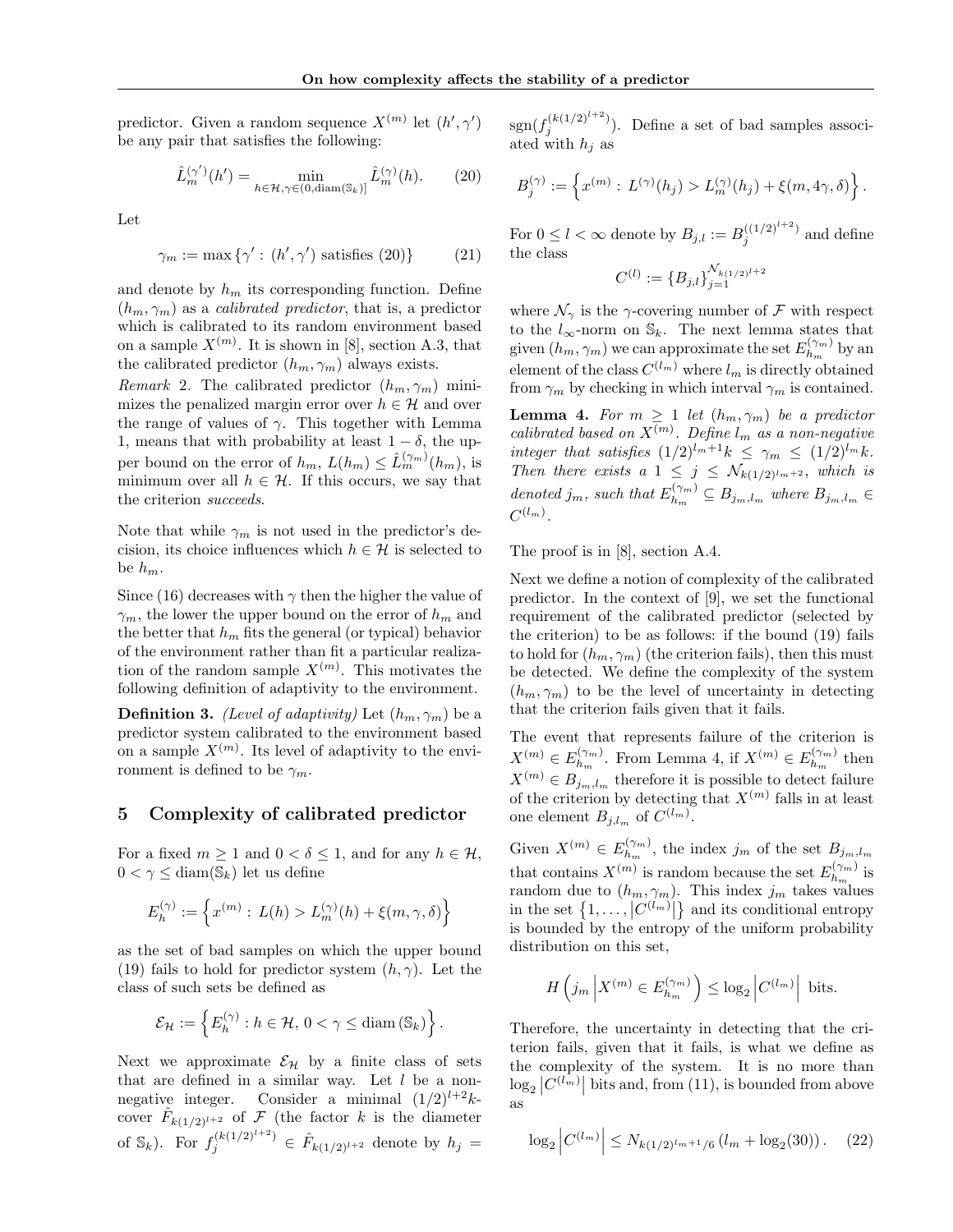predictor. Given a random sequence $X^{(m)}$ let $(h', \gamma')$ be any pair that satisfies the following:

$$\hat{L}_m^{(\gamma')}(h') = \min_{h \in \mathcal{H}, \gamma \in (0, \text{diam}(\mathbb{S}_k)]} \hat{L}_m^{(\gamma)}(h). \tag{20}$$

Let

$$\gamma_m := \max \{\gamma' : (h', \gamma') \text{ satisfies (20)}\} \tag{21}$$

and denote by $h_m$ its corresponding function. Define $(h_m, \gamma_m)$ as a *calibrated predictor*, that is, a predictor which is calibrated to its random environment based on a sample $X^{(m)}$. It is shown in [8], section A.3, that the calibrated predictor $(h_m, \gamma_m)$ always exists.

*Remark* 2. The calibrated predictor $(h_m, \gamma_m)$ minimizes the penalized margin error over $h \in \mathcal{H}$ and over the range of values of $\gamma$. This together with Lemma 1, means that with probability at least $1 - \delta$, the upper bound on the error of $h_m$, $L(h_m) \leq \hat{L}_m^{(\gamma_m)}(h_m)$, is minimum over all $h \in \mathcal{H}$. If this occurs, we say that the criterion *succeeds*.

Note that while $\gamma_m$ is not used in the predictor's decision, its choice influences which $h \in \mathcal{H}$ is selected to be $h_m$.

Since (16) decreases with $\gamma$ then the higher the value of $\gamma_m$, the lower the upper bound on the error of $h_m$ and the better that $h_m$ fits the general (or typical) behavior of the environment rather than fit a particular realization of the random sample $X^{(m)}$. This motivates the following definition of adaptivity to the environment.

**Definition 3.** *(Level of adaptivity)* Let $(h_m, \gamma_m)$ be a predictor system calibrated to the environment based on a sample $X^{(m)}$. Its level of adaptivity to the environment is defined to be $\gamma_m$.

## 5 Complexity of calibrated predictor

For a fixed $m \geq 1$ and $0 < \delta \leq 1$, and for any $h \in \mathcal{H}$, $0 < \gamma \leq \text{diam}(\mathbb{S}_k)$ let us define

$$E_h^{(\gamma)} := \left\{ x^{(m)} : L(h) > L_m^{(\gamma)}(h) + \xi(m, \gamma, \delta) \right\}$$

as the set of bad samples on which the upper bound (19) fails to hold for predictor system $(h, \gamma)$. Let the class of such sets be defined as

$$\mathcal{E}_{\mathcal{H}} := \left\{ E_h^{(\gamma)} : h \in \mathcal{H}, \, 0 < \gamma \leq \text{diam}(\mathbb{S}_k) \right\}.$$

Next we approximate $\mathcal{E}_{\mathcal{H}}$ by a finite class of sets that are defined in a similar way. Let $l$ be a non-negative integer. Consider a minimal $(1/2)^{l+2}k$-cover $\hat{F}_{k(1/2)^{l+2}}$ of $\mathcal{F}$ (the factor $k$ is the diameter of $\mathbb{S}_k$). For $f_j^{(k(1/2)^{l+2})} \in \hat{F}_{k(1/2)^{l+2}}$ denote by $h_j = \text{sgn}(f_j^{(k(1/2)^{l+2})})$. Define a set of bad samples associated with $h_j$ as

$$B_j^{(\gamma)} := \left\{ x^{(m)} : L^{(\gamma)}(h_j) > L_m^{(\gamma)}(h_j) + \xi(m, 4\gamma, \delta) \right\}.$$

For $0 \leq l < \infty$ denote by $B_{j,l} := B_j^{((1/2)^{l+2})}$ and define the class

$$C^{(l)} := \{B_{j,l}\}_{j=1}^{\mathcal{N}_{k(1/2)^{l+2}}}$$

where $\mathcal{N}_\gamma$ is the $\gamma$-covering number of $\mathcal{F}$ with respect to the $l_\infty$-norm on $\mathbb{S}_k$. The next lemma states that given $(h_m, \gamma_m)$ we can approximate the set $E_{h_m}^{(\gamma_m)}$ by an element of the class $C^{(l_m)}$ where $l_m$ is directly obtained from $\gamma_m$ by checking in which interval $\gamma_m$ is contained.

**Lemma 4.** *For $m \geq 1$ let $(h_m, \gamma_m)$ be a predictor calibrated based on $X^{(m)}$. Define $l_m$ as a non-negative integer that satisfies $(1/2)^{l_m+1}k \leq \gamma_m \leq (1/2)^{l_m}k$. Then there exists a $1 \leq j \leq \mathcal{N}_{k(1/2)^{l_m+2}}$, which is denoted $j_m$, such that $E_{h_m}^{(\gamma_m)} \subseteq B_{j_m,l_m}$ where $B_{j_m,l_m} \in C^{(l_m)}$.*

The proof is in [8], section A.4.

Next we define a notion of complexity of the calibrated predictor. In the context of [9], we set the functional requirement of the calibrated predictor (selected by the criterion) to be as follows: if the bound (19) fails to hold for $(h_m, \gamma_m)$ (the criterion fails), then this must be detected. We define the complexity of the system $(h_m, \gamma_m)$ to be the level of uncertainty in detecting that the criterion fails given that it fails.

The event that represents failure of the criterion is $X^{(m)} \in E_{h_m}^{(\gamma_m)}$. From Lemma 4, if $X^{(m)} \in E_{h_m}^{(\gamma_m)}$ then $X^{(m)} \in B_{j_m,l_m}$ therefore it is possible to detect failure of the criterion by detecting that $X^{(m)}$ falls in at least one element $B_{j,l_m}$ of $C^{(l_m)}$.

Given $X^{(m)} \in E_{h_m}^{(\gamma_m)}$, the index $j_m$ of the set $B_{j_m,l_m}$ that contains $X^{(m)}$ is random because the set $E_{h_m}^{(\gamma_m)}$ is random due to $(h_m, \gamma_m)$. This index $j_m$ takes values in the set $\left\{1, \ldots, \left|C^{(l_m)}\right|\right\}$ and its conditional entropy is bounded by the entropy of the uniform probability distribution on this set,

$$H\left(j_m \left| X^{(m)} \in E_{h_m}^{(\gamma_m)}\right.\right) \leq \log_2 \left|C^{(l_m)}\right| \text{ bits.}$$

Therefore, the uncertainty in detecting that the criterion fails, given that it fails, is what we define as the complexity of the system. It is no more than $\log_2 \left|C^{(l_m)}\right|$ bits and, from (11), is bounded from above as

$$\log_2 \left|C^{(l_m)}\right| \leq N_{k(1/2)^{l_m+1}/6} \left(l_m + \log_2(30)\right). \tag{22}$$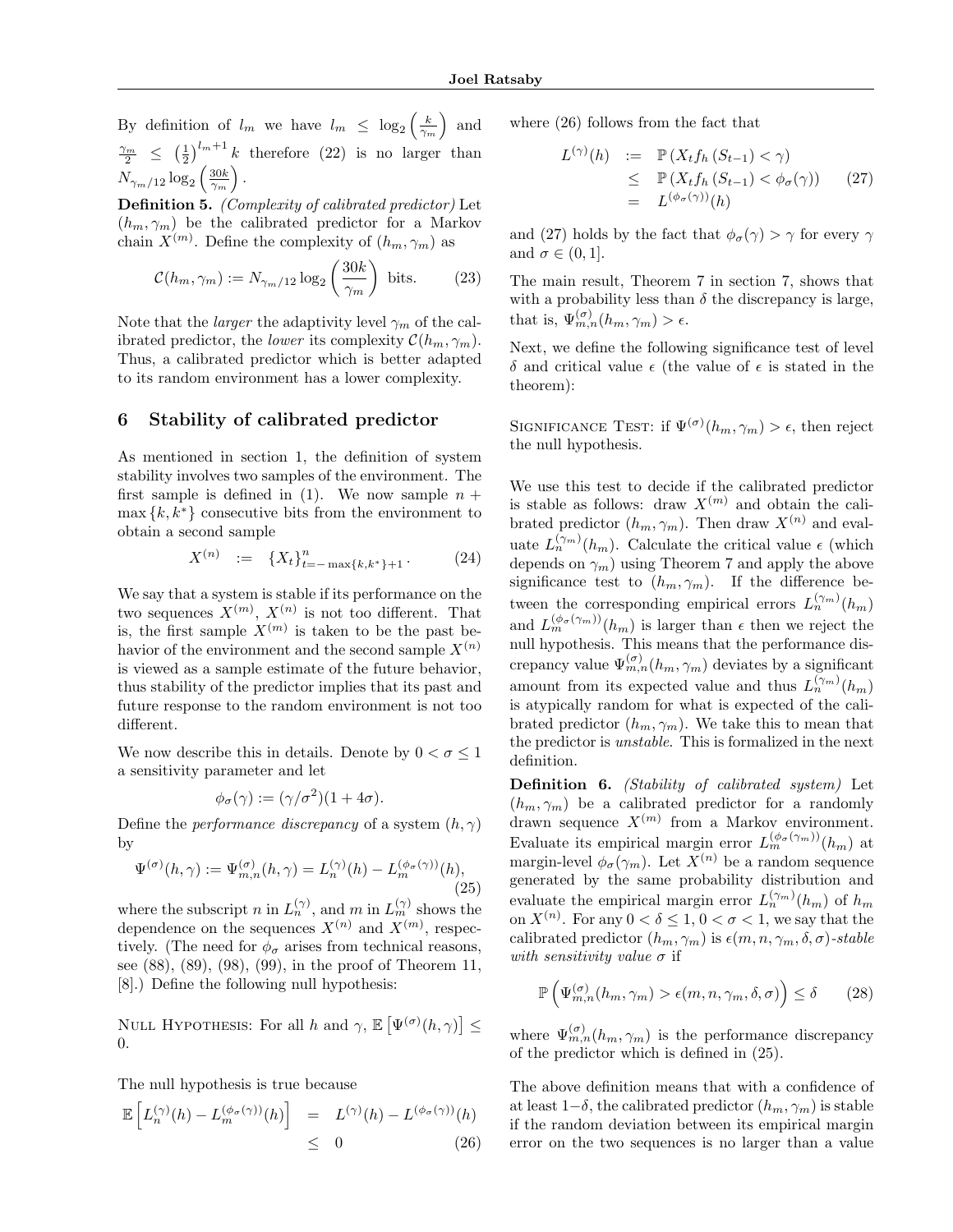By definition of $l_m$ we have $l_m \leq \log_2\left(\frac{k}{\gamma_m}\right)$ and $\frac{\gamma_m}{2} \leq \left(\frac{1}{2}\right)^{l_m+1} k$ therefore (22) is no larger than $N_{\gamma_m/12}\log_2\left(\frac{30k}{\gamma_m}\right)$.

**Definition 5.** *(Complexity of calibrated predictor)* Let $(h_m, \gamma_m)$ be the calibrated predictor for a Markov chain $X^{(m)}$. Define the complexity of $(h_m, \gamma_m)$ as

$$\mathcal{C}(h_m, \gamma_m) := N_{\gamma_m/12}\log_2\left(\frac{30k}{\gamma_m}\right) \text{ bits.} \tag{23}$$

Note that the *larger* the adaptivity level $\gamma_m$ of the calibrated predictor, the *lower* its complexity $\mathcal{C}(h_m, \gamma_m)$. Thus, a calibrated predictor which is better adapted to its random environment has a lower complexity.

## 6 Stability of calibrated predictor

As mentioned in section 1, the definition of system stability involves two samples of the environment. The first sample is defined in (1). We now sample $n + \max\{k, k^*\}$ consecutive bits from the environment to obtain a second sample

$$X^{(n)} := \{X_t\}_{t=-\max\{k,k^*\}+1}^{n}. \tag{24}$$

We say that a system is stable if its performance on the two sequences $X^{(m)}$, $X^{(n)}$ is not too different. That is, the first sample $X^{(m)}$ is taken to be the past behavior of the environment and the second sample $X^{(n)}$ is viewed as a sample estimate of the future behavior, thus stability of the predictor implies that its past and future response to the random environment is not too different.

We now describe this in details. Denote by $0 < \sigma \leq 1$ a sensitivity parameter and let

$$\phi_\sigma(\gamma) := (\gamma/\sigma^2)(1 + 4\sigma).$$

Define the *performance discrepancy* of a system $(h, \gamma)$ by

$$\Psi^{(\sigma)}(h,\gamma) := \Psi^{(\sigma)}_{m,n}(h,\gamma) = L_n^{(\gamma)}(h) - L_m^{(\phi_\sigma(\gamma))}(h), \tag{25}$$

where the subscript $n$ in $L_n^{(\gamma)}$, and $m$ in $L_m^{(\gamma)}$ shows the dependence on the sequences $X^{(n)}$ and $X^{(m)}$, respectively. (The need for $\phi_\sigma$ arises from technical reasons, see (88), (89), (98), (99), in the proof of Theorem 11, [8].) Define the following null hypothesis:

NULL HYPOTHESIS: For all $h$ and $\gamma$, $\mathbb{E}\left[\Psi^{(\sigma)}(h,\gamma)\right] \leq 0$.

The null hypothesis is true because

$$\begin{aligned}\mathbb{E}\left[L_n^{(\gamma)}(h) - L_m^{(\phi_\sigma(\gamma))}(h)\right] &= L^{(\gamma)}(h) - L^{(\phi_\sigma(\gamma))}(h) \\ &\leq 0 \end{aligned} \tag{26}$$

where (26) follows from the fact that

$$\begin{aligned} L^{(\gamma)}(h) &:= \mathbb{P}\left(X_t f_h\left(S_{t-1}\right) < \gamma\right) \\ &\leq \mathbb{P}\left(X_t f_h\left(S_{t-1}\right) < \phi_\sigma(\gamma)\right) \\ &= L^{(\phi_\sigma(\gamma))}(h) \end{aligned} \tag{27}$$

and (27) holds by the fact that $\phi_\sigma(\gamma) > \gamma$ for every $\gamma$ and $\sigma \in (0, 1]$.

The main result, Theorem 7 in section 7, shows that with a probability less than $\delta$ the discrepancy is large, that is, $\Psi^{(\sigma)}_{m,n}(h_m, \gamma_m) > \epsilon$.

Next, we define the following significance test of level $\delta$ and critical value $\epsilon$ (the value of $\epsilon$ is stated in the theorem):

SIGNIFICANCE TEST: if $\Psi^{(\sigma)}(h_m, \gamma_m) > \epsilon$, then reject the null hypothesis.

We use this test to decide if the calibrated predictor is stable as follows: draw $X^{(m)}$ and obtain the calibrated predictor $(h_m, \gamma_m)$. Then draw $X^{(n)}$ and evaluate $L_n^{(\gamma_m)}(h_m)$. Calculate the critical value $\epsilon$ (which depends on $\gamma_m$) using Theorem 7 and apply the above significance test to $(h_m, \gamma_m)$. If the difference between the corresponding empirical errors $L_n^{(\gamma_m)}(h_m)$ and $L_m^{(\phi_\sigma(\gamma_m))}(h_m)$ is larger than $\epsilon$ then we reject the null hypothesis. This means that the performance discrepancy value $\Psi^{(\sigma)}_{m,n}(h_m, \gamma_m)$ deviates by a significant amount from its expected value and thus $L_n^{(\gamma_m)}(h_m)$ is atypically random for what is expected of the calibrated predictor $(h_m, \gamma_m)$. We take this to mean that the predictor is *unstable*. This is formalized in the next definition.

**Definition 6.** *(Stability of calibrated system)* Let $(h_m, \gamma_m)$ be a calibrated predictor for a randomly drawn sequence $X^{(m)}$ from a Markov environment. Evaluate its empirical margin error $L_m^{(\phi_\sigma(\gamma_m))}(h_m)$ at margin-level $\phi_\sigma(\gamma_m)$. Let $X^{(n)}$ be a random sequence generated by the same probability distribution and evaluate the empirical margin error $L_n^{(\gamma_m)}(h_m)$ of $h_m$ on $X^{(n)}$. For any $0 < \delta \leq 1$, $0 < \sigma < 1$, we say that the calibrated predictor $(h_m, \gamma_m)$ is $\epsilon(m, n, \gamma_m, \delta, \sigma)$*-stable with sensitivity value* $\sigma$ if

$$\mathbb{P}\left(\Psi^{(\sigma)}_{m,n}(h_m, \gamma_m) > \epsilon(m, n, \gamma_m, \delta, \sigma)\right) \leq \delta \tag{28}$$

where $\Psi^{(\sigma)}_{m,n}(h_m, \gamma_m)$ is the performance discrepancy of the predictor which is defined in (25).

The above definition means that with a confidence of at least $1-\delta$, the calibrated predictor $(h_m, \gamma_m)$ is stable if the random deviation between its empirical margin error on the two sequences is no larger than a value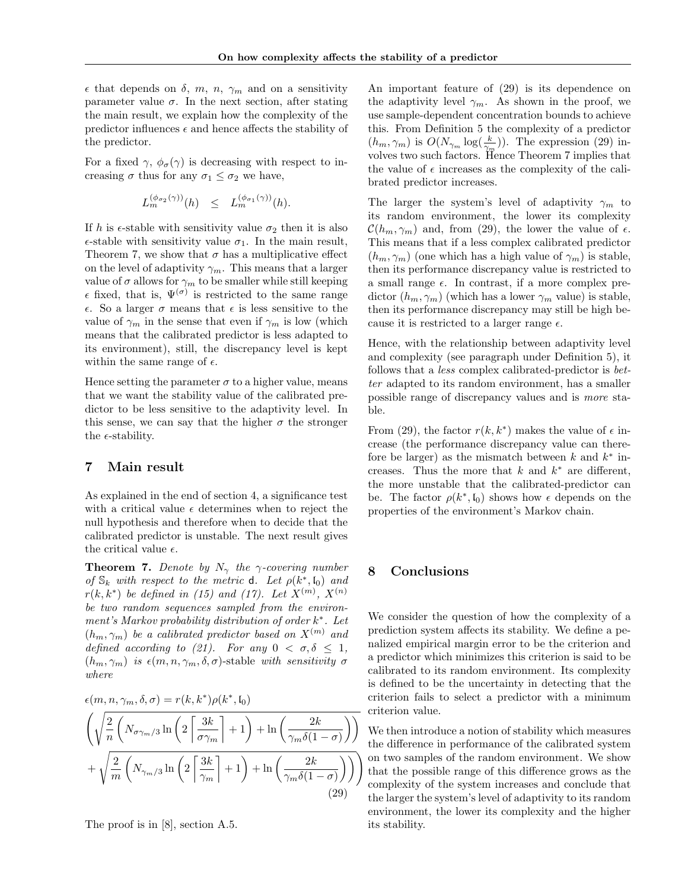$\epsilon$ that depends on $\delta$, $m$, $n$, $\gamma_m$ and on a sensitivity parameter value $\sigma$. In the next section, after stating the main result, we explain how the complexity of the predictor influences $\epsilon$ and hence affects the stability of the predictor.

For a fixed $\gamma$, $\phi_\sigma(\gamma)$ is decreasing with respect to increasing $\sigma$ thus for any $\sigma_1 \leq \sigma_2$ we have,

$$L_m^{(\phi_{\sigma_2}(\gamma))}(h) \quad \leq \quad L_m^{(\phi_{\sigma_1}(\gamma))}(h).$$

If $h$ is $\epsilon$-stable with sensitivity value $\sigma_2$ then it is also $\epsilon$-stable with sensitivity value $\sigma_1$. In the main result, Theorem 7, we show that $\sigma$ has a multiplicative effect on the level of adaptivity $\gamma_m$. This means that a larger value of $\sigma$ allows for $\gamma_m$ to be smaller while still keeping $\epsilon$ fixed, that is, $\Psi^{(\sigma)}$ is restricted to the same range $\epsilon$. So a larger $\sigma$ means that $\epsilon$ is less sensitive to the value of $\gamma_m$ in the sense that even if $\gamma_m$ is low (which means that the calibrated predictor is less adapted to its environment), still, the discrepancy level is kept within the same range of $\epsilon$.

Hence setting the parameter $\sigma$ to a higher value, means that we want the stability value of the calibrated predictor to be less sensitive to the adaptivity level. In this sense, we can say that the higher $\sigma$ the stronger the $\epsilon$-stability.

# 7 Main result

As explained in the end of section 4, a significance test with a critical value $\epsilon$ determines when to reject the null hypothesis and therefore when to decide that the calibrated predictor is unstable. The next result gives the critical value $\epsilon$.

**Theorem 7.** *Denote by $N_\gamma$ the $\gamma$-covering number of $\mathbb{S}_k$ with respect to the metric $\mathsf{d}$. Let $\rho(k^*, \mathfrak{l}_0)$ and $r(k, k^*)$ be defined in (15) and (17). Let $X^{(m)}$, $X^{(n)}$ be two random sequences sampled from the environment's Markov probability distribution of order $k^*$. Let $(h_m, \gamma_m)$ be a calibrated predictor based on $X^{(m)}$ and defined according to (21). For any $0 < \sigma, \delta \leq 1$, $(h_m, \gamma_m)$ is $\epsilon(m, n, \gamma_m, \delta, \sigma)$-stable with sensitivity $\sigma$ where*

$$\epsilon(m, n, \gamma_m, \delta, \sigma) = r(k, k^*)\rho(k^*, \mathfrak{l}_0)$$
$$\left( \sqrt{\frac{2}{n}\left(N_{\sigma\gamma_m/3} \ln\left(2\left\lceil \frac{3k}{\sigma\gamma_m}\right\rceil + 1\right) + \ln\left(\frac{2k}{\gamma_m\delta(1-\sigma)}\right)\right)} \right.$$
$$\left. + \sqrt{\frac{2}{m}\left(N_{\gamma_m/3} \ln\left(2\left\lceil \frac{3k}{\gamma_m}\right\rceil + 1\right) + \ln\left(\frac{2k}{\gamma_m\delta(1-\sigma)}\right)\right)} \right) \tag{29}$$

The proof is in [8], section A.5.

An important feature of (29) is its dependence on the adaptivity level $\gamma_m$. As shown in the proof, we use sample-dependent concentration bounds to achieve this. From Definition 5 the complexity of a predictor $(h_m, \gamma_m)$ is $O(N_{\gamma_m} \log(\frac{k}{\gamma_m}))$. The expression (29) involves two such factors. Hence Theorem 7 implies that the value of $\epsilon$ increases as the complexity of the calibrated predictor increases.

The larger the system's level of adaptivity $\gamma_m$ to its random environment, the lower its complexity $\mathcal{C}(h_m, \gamma_m)$ and, from (29), the lower the value of $\epsilon$. This means that if a less complex calibrated predictor $(h_m, \gamma_m)$ (one which has a high value of $\gamma_m$) is stable, then its performance discrepancy value is restricted to a small range $\epsilon$. In contrast, if a more complex predictor $(h_m, \gamma_m)$ (which has a lower $\gamma_m$ value) is stable, then its performance discrepancy may still be high because it is restricted to a larger range $\epsilon$.

Hence, with the relationship between adaptivity level and complexity (see paragraph under Definition 5), it follows that a *less* complex calibrated-predictor is *better* adapted to its random environment, has a smaller possible range of discrepancy values and is *more* stable.

From (29), the factor $r(k, k^*)$ makes the value of $\epsilon$ increase (the performance discrepancy value can therefore be larger) as the mismatch between $k$ and $k^*$ increases. Thus the more that $k$ and $k^*$ are different, the more unstable that the calibrated-predictor can be. The factor $\rho(k^*, \mathfrak{l}_0)$ shows how $\epsilon$ depends on the properties of the environment's Markov chain.

# 8 Conclusions

We consider the question of how the complexity of a prediction system affects its stability. We define a penalized empirical margin error to be the criterion and a predictor which minimizes this criterion is said to be calibrated to its random environment. Its complexity is defined to be the uncertainty in detecting that the criterion fails to select a predictor with a minimum criterion value.

We then introduce a notion of stability which measures the difference in performance of the calibrated system on two samples of the random environment. We show that the possible range of this difference grows as the complexity of the system increases and conclude that the larger the system's level of adaptivity to its random environment, the lower its complexity and the higher its stability.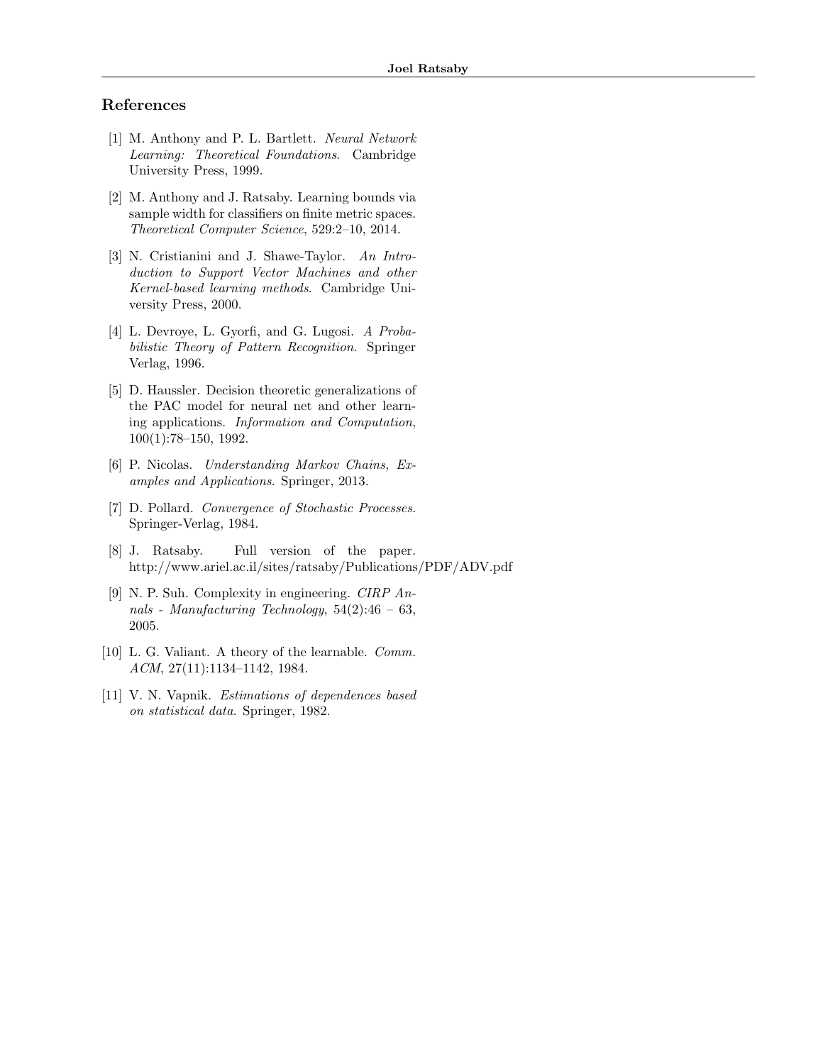## References

[1] M. Anthony and P. L. Bartlett. *Neural Network Learning: Theoretical Foundations*. Cambridge University Press, 1999.

[2] M. Anthony and J. Ratsaby. Learning bounds via sample width for classifiers on finite metric spaces. *Theoretical Computer Science*, 529:2–10, 2014.

[3] N. Cristianini and J. Shawe-Taylor. *An Introduction to Support Vector Machines and other Kernel-based learning methods*. Cambridge University Press, 2000.

[4] L. Devroye, L. Gyorfi, and G. Lugosi. *A Probabilistic Theory of Pattern Recognition*. Springer Verlag, 1996.

[5] D. Haussler. Decision theoretic generalizations of the PAC model for neural net and other learning applications. *Information and Computation*, 100(1):78–150, 1992.

[6] P. Nicolas. *Understanding Markov Chains, Examples and Applications*. Springer, 2013.

[7] D. Pollard. *Convergence of Stochastic Processes*. Springer-Verlag, 1984.

[8] J. Ratsaby. Full version of the paper. http://www.ariel.ac.il/sites/ratsaby/Publications/PDF/ADV.pdf

[9] N. P. Suh. Complexity in engineering. *CIRP Annals - Manufacturing Technology*, 54(2):46 – 63, 2005.

[10] L. G. Valiant. A theory of the learnable. *Comm. ACM*, 27(11):1134–1142, 1984.

[11] V. N. Vapnik. *Estimations of dependences based on statistical data*. Springer, 1982.